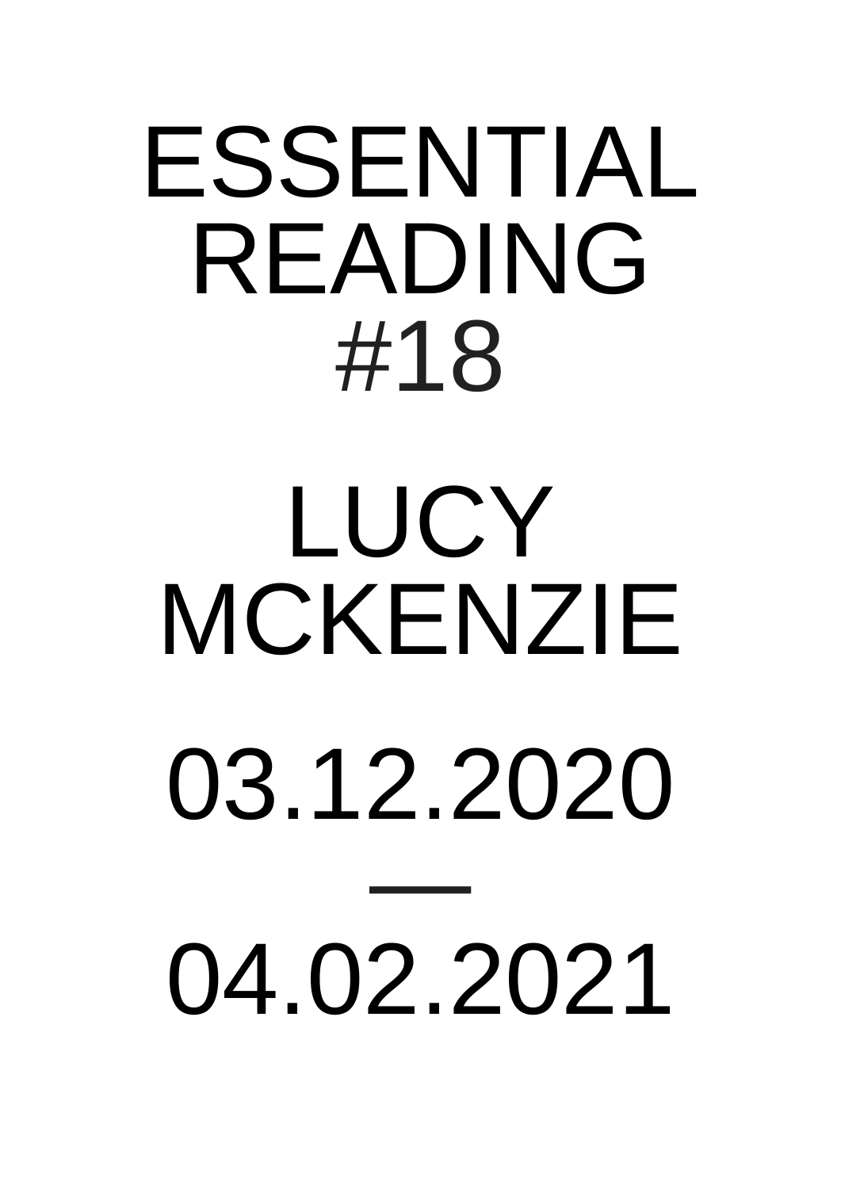# ESSENTIAL READING #18

# LUCY MCKENZIE

# 03.12.2020 — 04.02.2021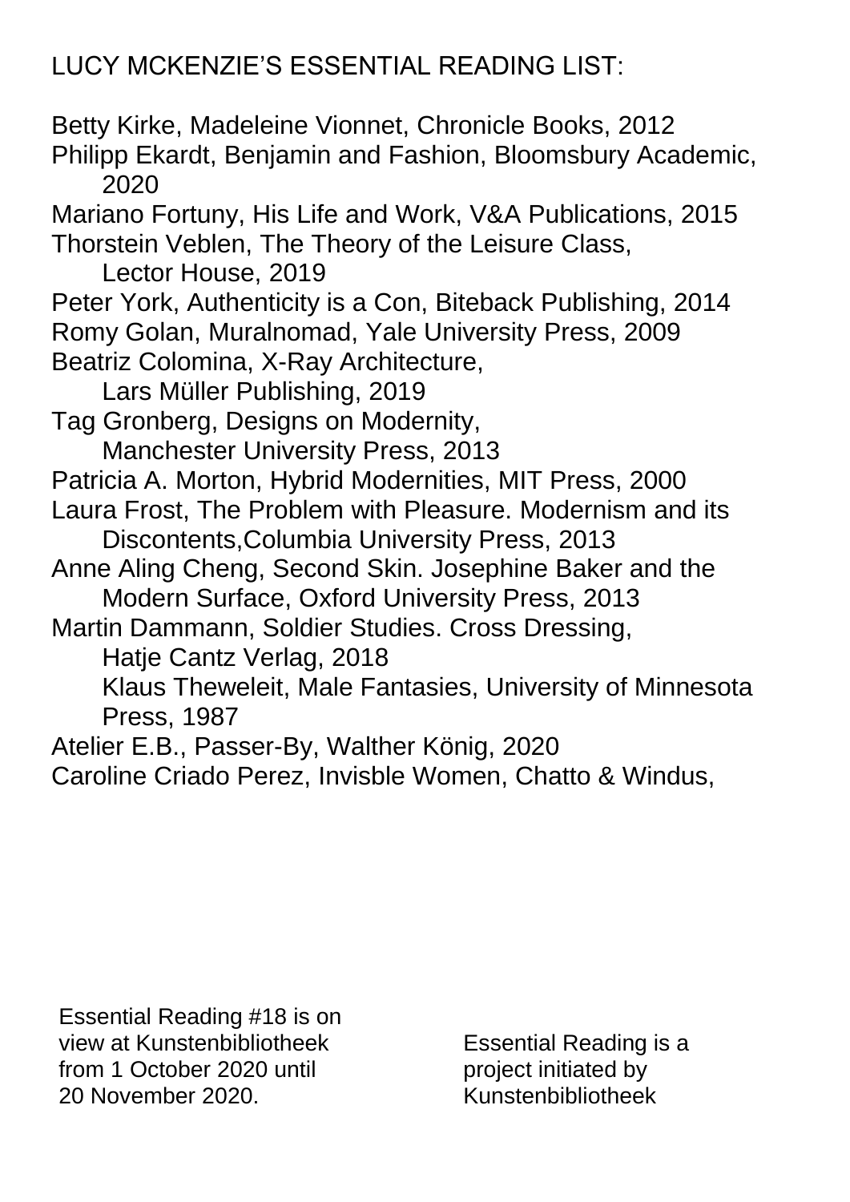# LUCY MCKENZIE'S ESSENTIAL READING LIST:

Betty Kirke, Madeleine Vionnet, Chronicle Books, 2012
Philipp Ekardt, Benjamin and Fashion, Bloomsbury Academic, 2020
Mariano Fortuny, His Life and Work, V&A Publications, 2015
Thorstein Veblen, The Theory of the Leisure Class, Lector House, 2019
Peter York, Authenticity is a Con, Biteback Publishing, 2014
Romy Golan, Muralnomad, Yale University Press, 2009
Beatriz Colomina, X-Ray Architecture, Lars Müller Publishing, 2019
Tag Gronberg, Designs on Modernity, Manchester University Press, 2013
Patricia A. Morton, Hybrid Modernities, MIT Press, 2000
Laura Frost, The Problem with Pleasure. Modernism and its Discontents,Columbia University Press, 2013
Anne Aling Cheng, Second Skin. Josephine Baker and the Modern Surface, Oxford University Press, 2013
Martin Dammann, Soldier Studies. Cross Dressing, Hatje Cantz Verlag, 2018
Klaus Theweleit, Male Fantasies, University of Minnesota Press, 1987
Atelier E.B., Passer-By, Walther König, 2020
Caroline Criado Perez, Invisble Women, Chatto & Windus,

Essential Reading #18 is on view at Kunstenbibliotheek from 1 October 2020 until 20 November 2020.

Essential Reading is a project initiated by Kunstenbibliotheek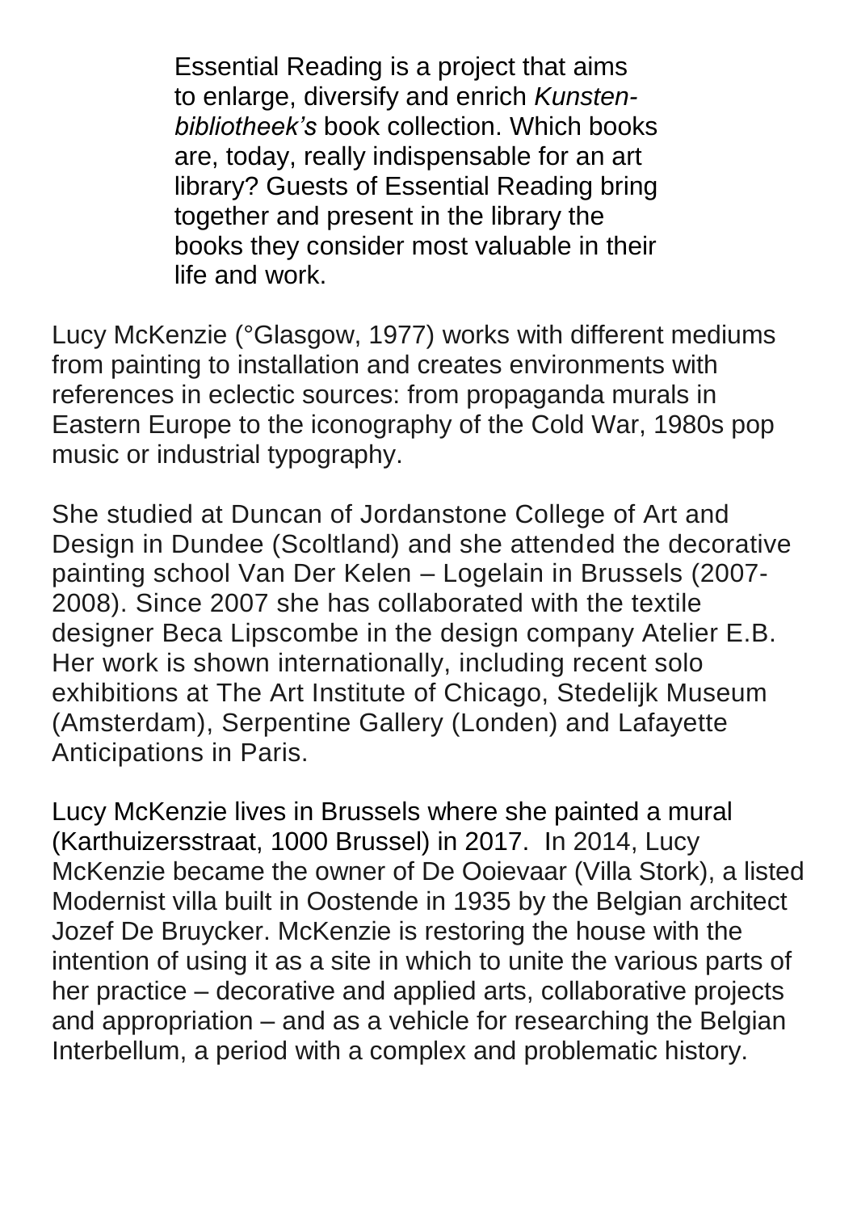Essential Reading is a project that aims to enlarge, diversify and enrich *Kunsten-bibliotheek's* book collection. Which books are, today, really indispensable for an art library? Guests of Essential Reading bring together and present in the library the books they consider most valuable in their life and work.

Lucy McKenzie (°Glasgow, 1977) works with different mediums from painting to installation and creates environments with references in eclectic sources: from propaganda murals in Eastern Europe to the iconography of the Cold War, 1980s pop music or industrial typography.

She studied at Duncan of Jordanstone College of Art and Design in Dundee (Scoltland) and she attended the decorative painting school Van Der Kelen – Logelain in Brussels (2007-2008). Since 2007 she has collaborated with the textile designer Beca Lipscombe in the design company Atelier E.B. Her work is shown internationally, including recent solo exhibitions at The Art Institute of Chicago, Stedelijk Museum (Amsterdam), Serpentine Gallery (Londen) and Lafayette Anticipations in Paris.

Lucy McKenzie lives in Brussels where she painted a mural (Karthuizersstraat, 1000 Brussel) in 2017. In 2014, Lucy McKenzie became the owner of De Ooievaar (Villa Stork), a listed Modernist villa built in Oostende in 1935 by the Belgian architect Jozef De Bruycker. McKenzie is restoring the house with the intention of using it as a site in which to unite the various parts of her practice – decorative and applied arts, collaborative projects and appropriation – and as a vehicle for researching the Belgian Interbellum, a period with a complex and problematic history.